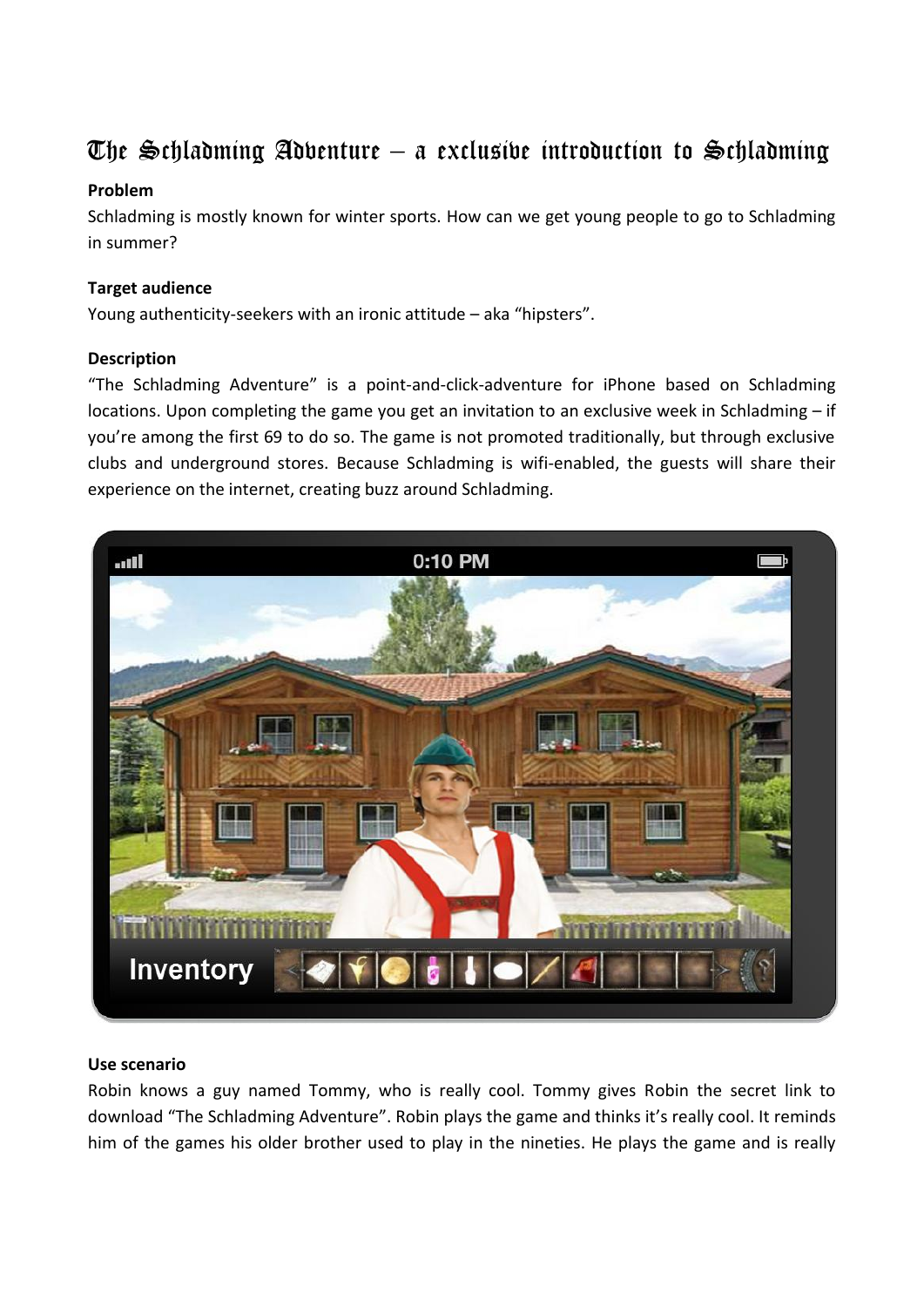# The Schladming Adventure – a exclusive introduction to Schladming

**Problem**

Schladming is mostly known for winter sports. How can we get young people to go to Schladming in summer?

**Target audience**

Young authenticity-seekers with an ironic attitude – aka "hipsters".

**Description**

"The Schladming Adventure" is a point-and-click-adventure for iPhone based on Schladming locations. Upon completing the game you get an invitation to an exclusive week in Schladming – if you're among the first 69 to do so. The game is not promoted traditionally, but through exclusive clubs and underground stores. Because Schladming is wifi-enabled, the guests will share their experience on the internet, creating buzz around Schladming.

**Use scenario**

Robin knows a guy named Tommy, who is really cool. Tommy gives Robin the secret link to download "The Schladming Adventure". Robin plays the game and thinks it's really cool. It reminds him of the games his older brother used to play in the nineties. He plays the game and is really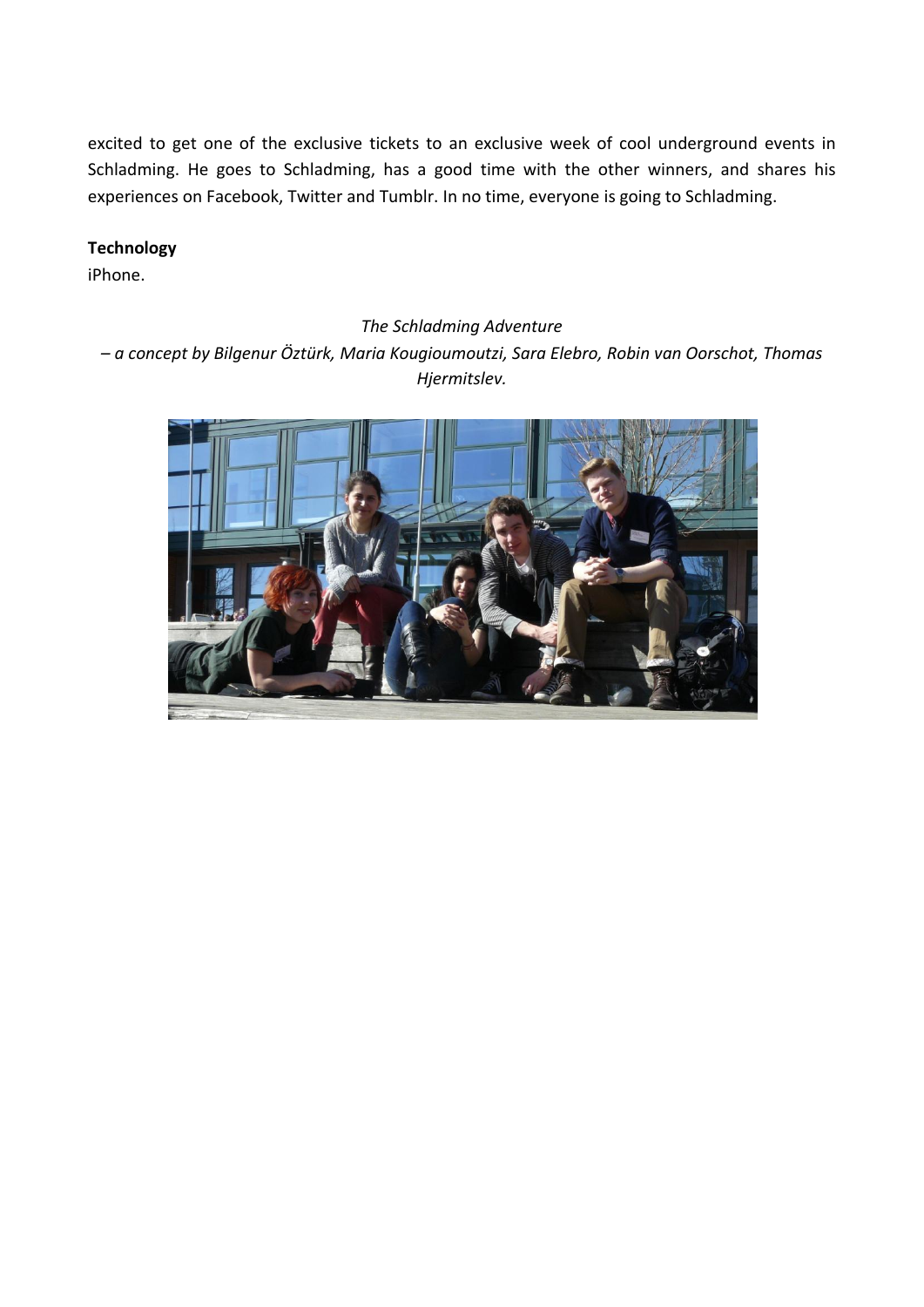excited to get one of the exclusive tickets to an exclusive week of cool underground events in Schladming. He goes to Schladming, has a good time with the other winners, and shares his experiences on Facebook, Twitter and Tumblr. In no time, everyone is going to Schladming.

**Technology**

iPhone.

*The Schladming Adventure*

*– a concept by Bilgenur Öztürk, Maria Kougioumoutzi, Sara Elebro, Robin van Oorschot, Thomas Hjermitslev.*